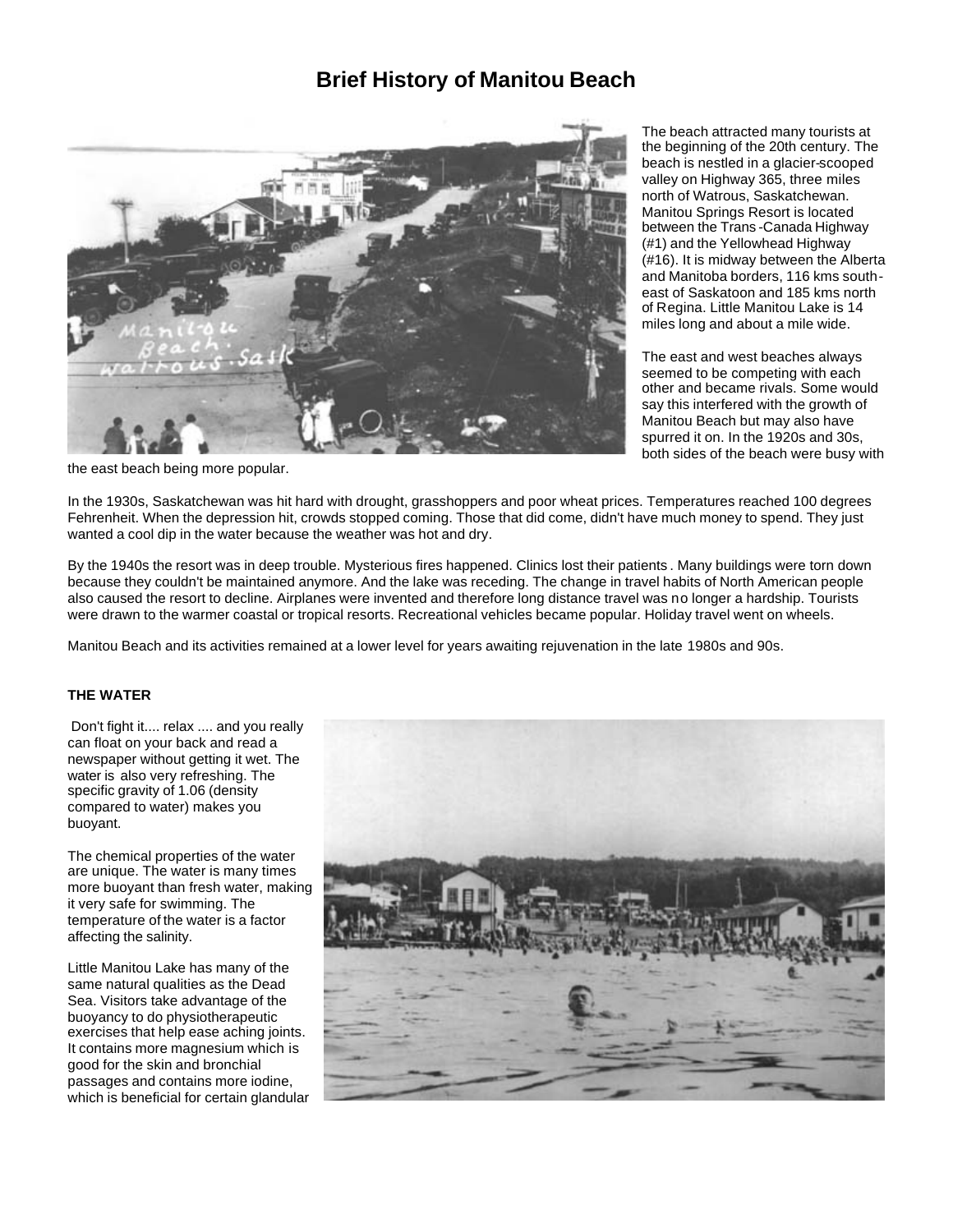# Brief History of Manitou Beach

The beach attracted many tourists at the beginning of the 20th century. The beach is nestled in a glacier-scooped valley on Highway 365, three miles north of Watrous, Saskatchewan. Manitou Springs Resort is located between the Trans-Canada Highway (#1) and the Yellowhead Highway (#16). It is midway between the Alberta and Manitoba borders, 116 kms south-east of Saskatoon and 185 kms north of Regina. Little Manitou Lake is 14 miles long and about a mile wide.

The east and west beaches always seemed to be competing with each other and became rivals. Some would say this interfered with the growth of Manitou Beach but may also have spurred it on. In the 1920s and 30s, both sides of the beach were busy with the east beach being more popular.

In the 1930s, Saskatchewan was hit hard with drought, grasshoppers and poor wheat prices. Temperatures reached 100 degrees Fehrenheit. When the depression hit, crowds stopped coming. Those that did come, didn't have much money to spend. They just wanted a cool dip in the water because the weather was hot and dry.

By the 1940s the resort was in deep trouble. Mysterious fires happened. Clinics lost their patients. Many buildings were torn down because they couldn't be maintained anymore. And the lake was receding. The change in travel habits of North American people also caused the resort to decline. Airplanes were invented and therefore long distance travel was no longer a hardship. Tourists were drawn to the warmer coastal or tropical resorts. Recreational vehicles became popular. Holiday travel went on wheels.

Manitou Beach and its activities remained at a lower level for years awaiting rejuvenation in the late 1980s and 90s.

**THE WATER**

Don't fight it.... relax .... and you really can float on your back and read a newspaper without getting it wet. The water is also very refreshing. The specific gravity of 1.06 (density compared to water) makes you buoyant.

The chemical properties of the water are unique. The water is many times more buoyant than fresh water, making it very safe for swimming. The temperature of the water is a factor affecting the salinity.

Little Manitou Lake has many of the same natural qualities as the Dead Sea. Visitors take advantage of the buoyancy to do physiotherapeutic exercises that help ease aching joints. It contains more magnesium which is good for the skin and bronchial passages and contains more iodine, which is beneficial for certain glandular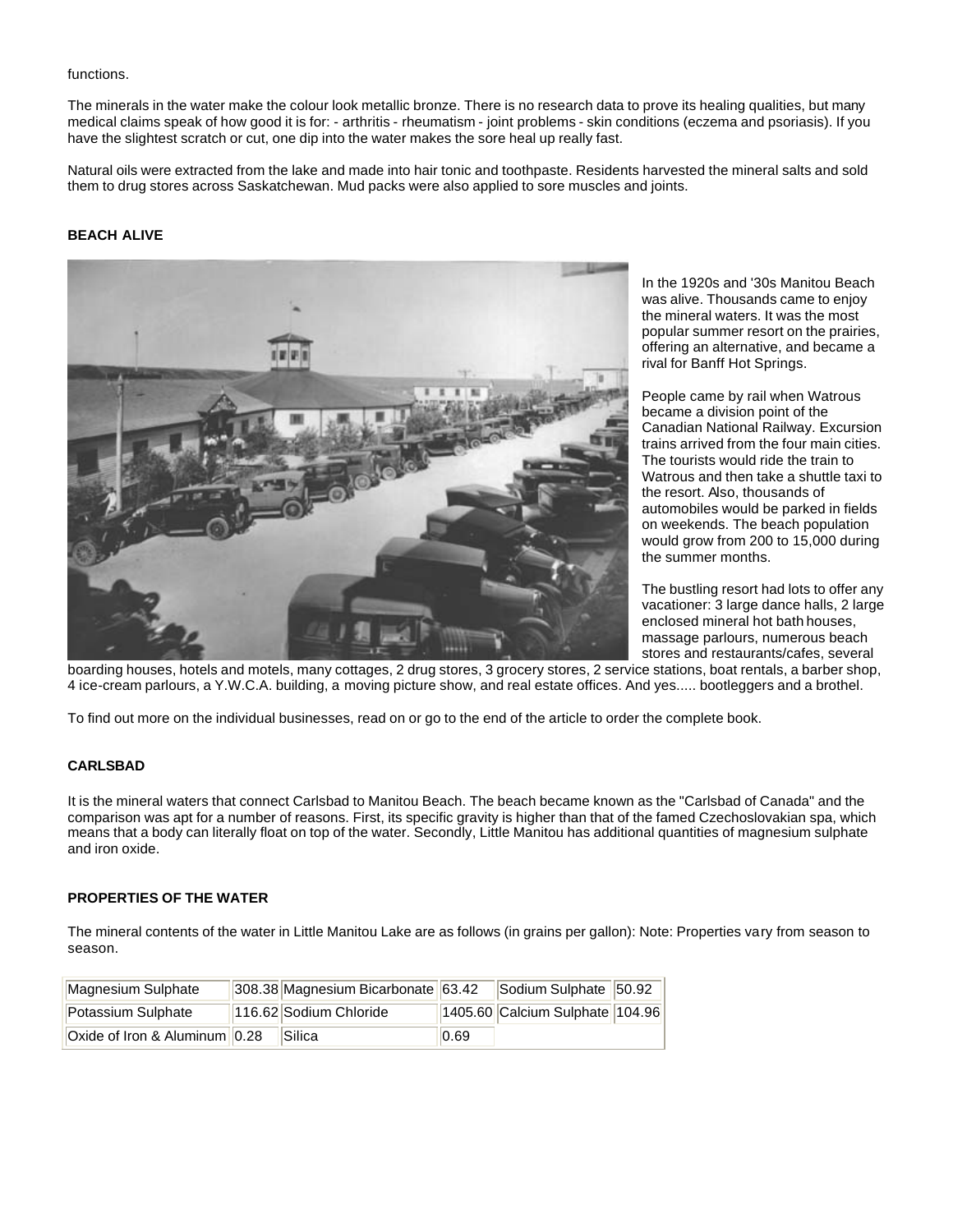functions.

The minerals in the water make the colour look metallic bronze. There is no research data to prove its healing qualities, but many medical claims speak of how good it is for: - arthritis - rheumatism - joint problems - skin conditions (eczema and psoriasis). If you have the slightest scratch or cut, one dip into the water makes the sore heal up really fast.

Natural oils were extracted from the lake and made into hair tonic and toothpaste. Residents harvested the mineral salts and sold them to drug stores across Saskatchewan. Mud packs were also applied to sore muscles and joints.

**BEACH ALIVE**

In the 1920s and '30s Manitou Beach was alive. Thousands came to enjoy the mineral waters. It was the most popular summer resort on the prairies, offering an alternative, and became a rival for Banff Hot Springs.

People came by rail when Watrous became a division point of the Canadian National Railway. Excursion trains arrived from the four main cities. The tourists would ride the train to Watrous and then take a shuttle taxi to the resort. Also, thousands of automobiles would be parked in fields on weekends. The beach population would grow from 200 to 15,000 during the summer months.

The bustling resort had lots to offer any vacationer: 3 large dance halls, 2 large enclosed mineral hot bath houses, massage parlours, numerous beach stores and restaurants/cafes, several boarding houses, hotels and motels, many cottages, 2 drug stores, 3 grocery stores, 2 service stations, boat rentals, a barber shop, 4 ice-cream parlours, a Y.W.C.A. building, a moving picture show, and real estate offices. And yes..... bootleggers and a brothel.

To find out more on the individual businesses, read on or go to the end of the article to order the complete book.

**CARLSBAD**

It is the mineral waters that connect Carlsbad to Manitou Beach. The beach became known as the "Carlsbad of Canada" and the comparison was apt for a number of reasons. First, its specific gravity is higher than that of the famed Czechoslovakian spa, which means that a body can literally float on top of the water. Secondly, Little Manitou has additional quantities of magnesium sulphate and iron oxide.

**PROPERTIES OF THE WATER**

The mineral contents of the water in Little Manitou Lake are as follows (in grains per gallon): Note: Properties vary from season to season.

| | | | | | |
|---|---|---|---|---|---|
| Magnesium Sulphate | 308.38 | Magnesium Bicarbonate | 63.42 | Sodium Sulphate | 50.92 |
| Potassium Sulphate | 116.62 | Sodium Chloride | 1405.60 | Calcium Sulphate | 104.96 |
| Oxide of Iron & Aluminum | 0.28 | Silica | 0.69 | | |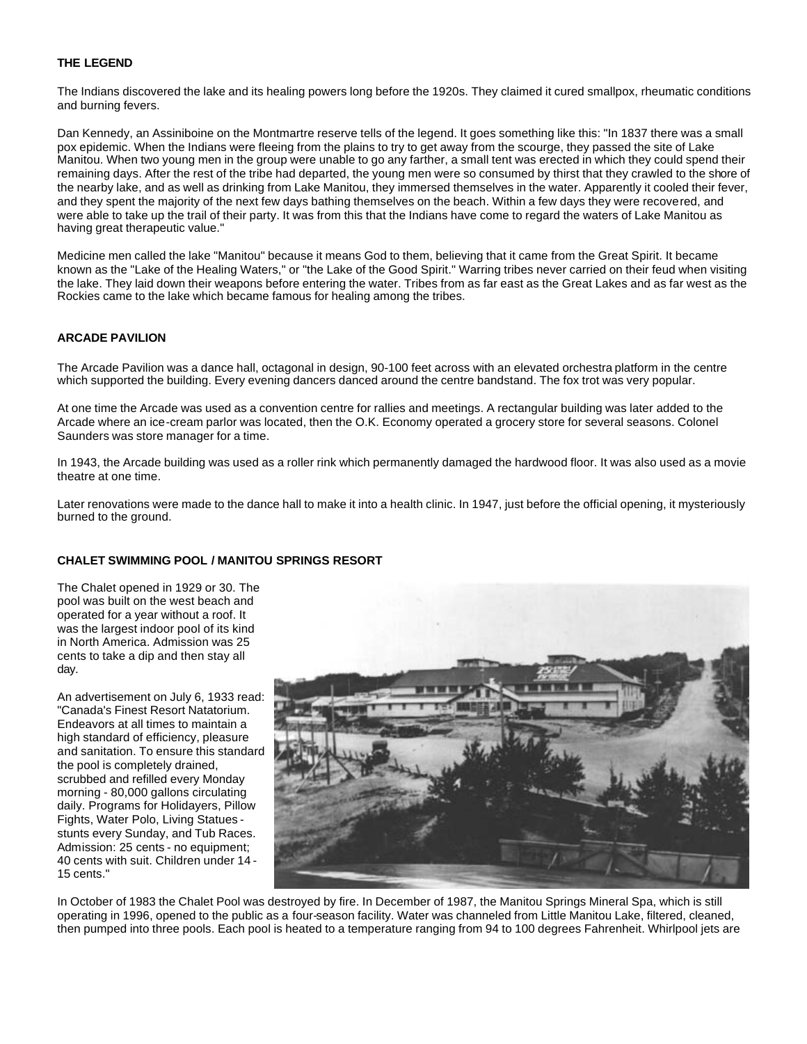**THE LEGEND**

The Indians discovered the lake and its healing powers long before the 1920s. They claimed it cured smallpox, rheumatic conditions and burning fevers.

Dan Kennedy, an Assiniboine on the Montmartre reserve tells of the legend. It goes something like this: "In 1837 there was a small pox epidemic. When the Indians were fleeing from the plains to try to get away from the scourge, they passed the site of Lake Manitou. When two young men in the group were unable to go any farther, a small tent was erected in which they could spend their remaining days. After the rest of the tribe had departed, the young men were so consumed by thirst that they crawled to the shore of the nearby lake, and as well as drinking from Lake Manitou, they immersed themselves in the water. Apparently it cooled their fever, and they spent the majority of the next few days bathing themselves on the beach. Within a few days they were recovered, and were able to take up the trail of their party. It was from this that the Indians have come to regard the waters of Lake Manitou as having great therapeutic value."

Medicine men called the lake "Manitou" because it means God to them, believing that it came from the Great Spirit. It became known as the "Lake of the Healing Waters," or "the Lake of the Good Spirit." Warring tribes never carried on their feud when visiting the lake. They laid down their weapons before entering the water. Tribes from as far east as the Great Lakes and as far west as the Rockies came to the lake which became famous for healing among the tribes.

**ARCADE PAVILION**

The Arcade Pavilion was a dance hall, octagonal in design, 90-100 feet across with an elevated orchestra platform in the centre which supported the building. Every evening dancers danced around the centre bandstand. The fox trot was very popular.

At one time the Arcade was used as a convention centre for rallies and meetings. A rectangular building was later added to the Arcade where an ice-cream parlor was located, then the O.K. Economy operated a grocery store for several seasons. Colonel Saunders was store manager for a time.

In 1943, the Arcade building was used as a roller rink which permanently damaged the hardwood floor. It was also used as a movie theatre at one time.

Later renovations were made to the dance hall to make it into a health clinic. In 1947, just before the official opening, it mysteriously burned to the ground.

**CHALET SWIMMING POOL / MANITOU SPRINGS RESORT**

The Chalet opened in 1929 or 30. The pool was built on the west beach and operated for a year without a roof. It was the largest indoor pool of its kind in North America. Admission was 25 cents to take a dip and then stay all day.

An advertisement on July 6, 1933 read: "Canada's Finest Resort Natatorium. Endeavors at all times to maintain a high standard of efficiency, pleasure and sanitation. To ensure this standard the pool is completely drained, scrubbed and refilled every Monday morning - 80,000 gallons circulating daily. Programs for Holidayers, Pillow Fights, Water Polo, Living Statues - stunts every Sunday, and Tub Races. Admission: 25 cents - no equipment; 40 cents with suit. Children under 14 - 15 cents."

In October of 1983 the Chalet Pool was destroyed by fire. In December of 1987, the Manitou Springs Mineral Spa, which is still operating in 1996, opened to the public as a four-season facility. Water was channeled from Little Manitou Lake, filtered, cleaned, then pumped into three pools. Each pool is heated to a temperature ranging from 94 to 100 degrees Fahrenheit. Whirlpool jets are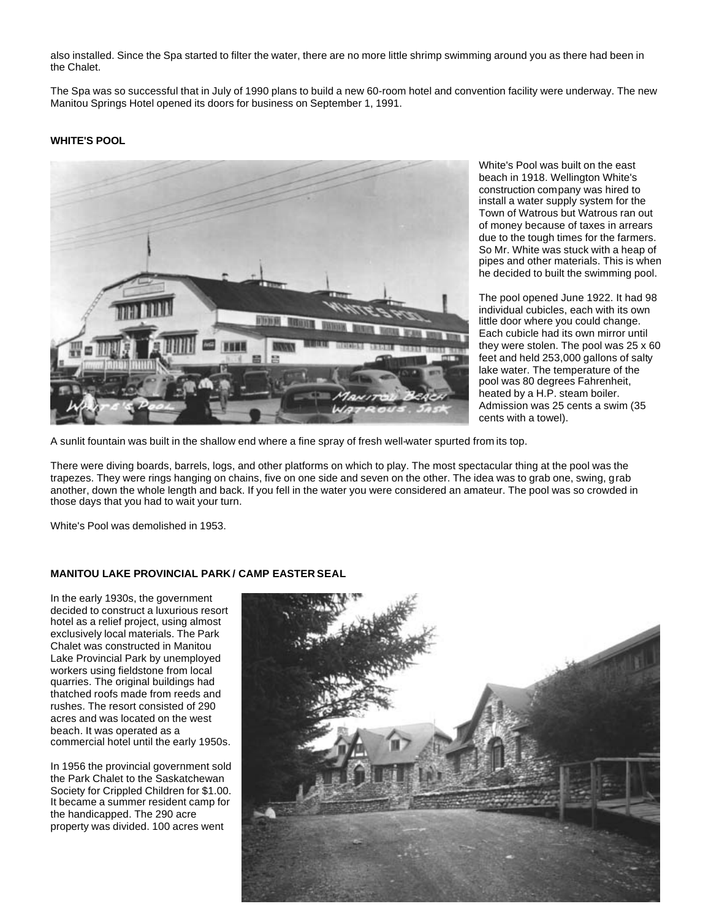also installed. Since the Spa started to filter the water, there are no more little shrimp swimming around you as there had been in the Chalet.

The Spa was so successful that in July of 1990 plans to build a new 60-room hotel and convention facility were underway. The new Manitou Springs Hotel opened its doors for business on September 1, 1991.

#### WHITE'S POOL

White's Pool was built on the east beach in 1918. Wellington White's construction company was hired to install a water supply system for the Town of Watrous but Watrous ran out of money because of taxes in arrears due to the tough times for the farmers. So Mr. White was stuck with a heap of pipes and other materials. This is when he decided to built the swimming pool.

The pool opened June 1922. It had 98 individual cubicles, each with its own little door where you could change. Each cubicle had its own mirror until they were stolen. The pool was 25 x 60 feet and held 253,000 gallons of salty lake water. The temperature of the pool was 80 degrees Fahrenheit, heated by a H.P. steam boiler. Admission was 25 cents a swim (35 cents with a towel).

A sunlit fountain was built in the shallow end where a fine spray of fresh well-water spurted from its top.

There were diving boards, barrels, logs, and other platforms on which to play. The most spectacular thing at the pool was the trapezes. They were rings hanging on chains, five on one side and seven on the other. The idea was to grab one, swing, grab another, down the whole length and back. If you fell in the water you were considered an amateur. The pool was so crowded in those days that you had to wait your turn.

White's Pool was demolished in 1953.

#### MANITOU LAKE PROVINCIAL PARK / CAMP EASTER SEAL

In the early 1930s, the government decided to construct a luxurious resort hotel as a relief project, using almost exclusively local materials. The Park Chalet was constructed in Manitou Lake Provincial Park by unemployed workers using fieldstone from local quarries. The original buildings had thatched roofs made from reeds and rushes. The resort consisted of 290 acres and was located on the west beach. It was operated as a commercial hotel until the early 1950s.

In 1956 the provincial government sold the Park Chalet to the Saskatchewan Society for Crippled Children for $1.00. It became a summer resident camp for the handicapped. The 290 acre property was divided. 100 acres went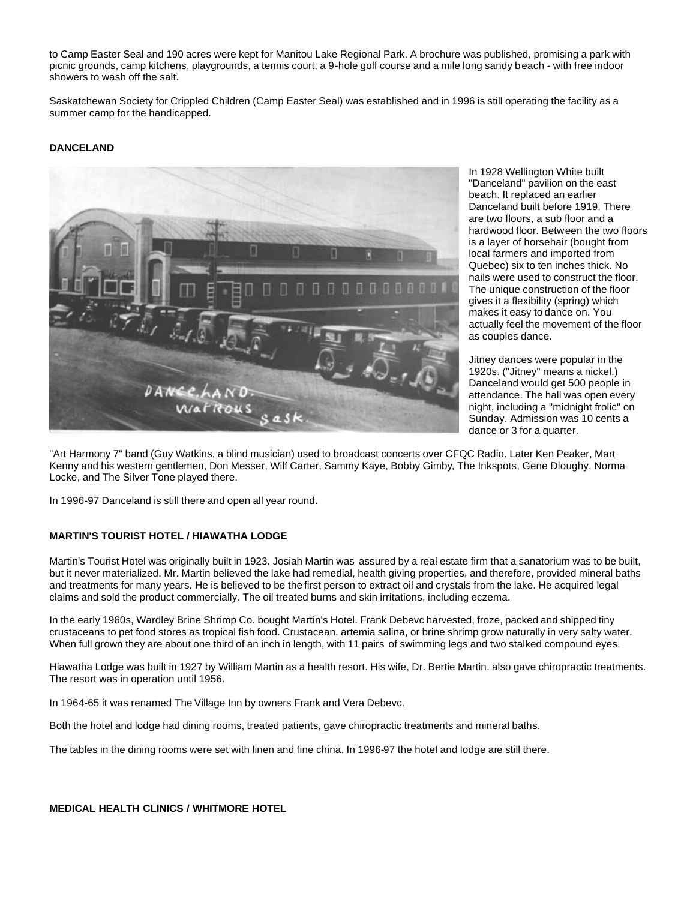to Camp Easter Seal and 190 acres were kept for Manitou Lake Regional Park. A brochure was published, promising a park with picnic grounds, camp kitchens, playgrounds, a tennis court, a 9-hole golf course and a mile long sandy beach - with free indoor showers to wash off the salt.

Saskatchewan Society for Crippled Children (Camp Easter Seal) was established and in 1996 is still operating the facility as a summer camp for the handicapped.

**DANCELAND**

In 1928 Wellington White built "Danceland" pavilion on the east beach. It replaced an earlier Danceland built before 1919. There are two floors, a sub floor and a hardwood floor. Between the two floors is a layer of horsehair (bought from local farmers and imported from Quebec) six to ten inches thick. No nails were used to construct the floor. The unique construction of the floor gives it a flexibility (spring) which makes it easy to dance on. You actually feel the movement of the floor as couples dance.

Jitney dances were popular in the 1920s. ("Jitney" means a nickel.) Danceland would get 500 people in attendance. The hall was open every night, including a "midnight frolic" on Sunday. Admission was 10 cents a dance or 3 for a quarter.

"Art Harmony 7" band (Guy Watkins, a blind musician) used to broadcast concerts over CFQC Radio. Later Ken Peaker, Mart Kenny and his western gentlemen, Don Messer, Wilf Carter, Sammy Kaye, Bobby Gimby, The Inkspots, Gene Dloughy, Norma Locke, and The Silver Tone played there.

In 1996-97 Danceland is still there and open all year round.

**MARTIN'S TOURIST HOTEL / HIAWATHA LODGE**

Martin's Tourist Hotel was originally built in 1923. Josiah Martin was assured by a real estate firm that a sanatorium was to be built, but it never materialized. Mr. Martin believed the lake had remedial, health giving properties, and therefore, provided mineral baths and treatments for many years. He is believed to be the first person to extract oil and crystals from the lake. He acquired legal claims and sold the product commercially. The oil treated burns and skin irritations, including eczema.

In the early 1960s, Wardley Brine Shrimp Co. bought Martin's Hotel. Frank Debevc harvested, froze, packed and shipped tiny crustaceans to pet food stores as tropical fish food. Crustacean, artemia salina, or brine shrimp grow naturally in very salty water. When full grown they are about one third of an inch in length, with 11 pairs of swimming legs and two stalked compound eyes.

Hiawatha Lodge was built in 1927 by William Martin as a health resort. His wife, Dr. Bertie Martin, also gave chiropractic treatments. The resort was in operation until 1956.

In 1964-65 it was renamed The Village Inn by owners Frank and Vera Debevc.

Both the hotel and lodge had dining rooms, treated patients, gave chiropractic treatments and mineral baths.

The tables in the dining rooms were set with linen and fine china. In 1996-97 the hotel and lodge are still there.

**MEDICAL HEALTH CLINICS / WHITMORE HOTEL**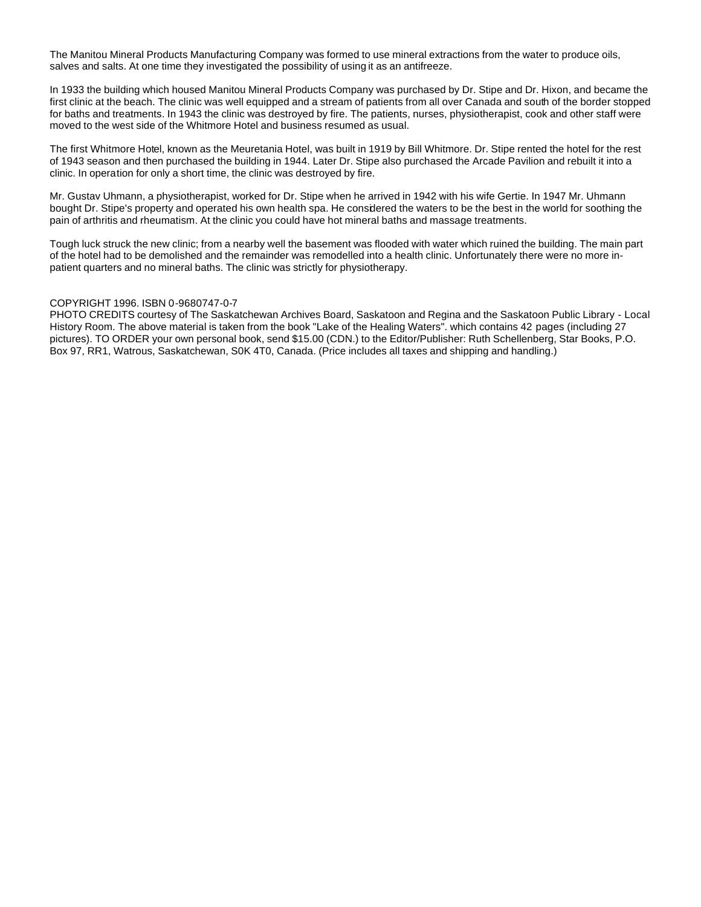The Manitou Mineral Products Manufacturing Company was formed to use mineral extractions from the water to produce oils, salves and salts. At one time they investigated the possibility of using it as an antifreeze.

In 1933 the building which housed Manitou Mineral Products Company was purchased by Dr. Stipe and Dr. Hixon, and became the first clinic at the beach. The clinic was well equipped and a stream of patients from all over Canada and south of the border stopped for baths and treatments. In 1943 the clinic was destroyed by fire. The patients, nurses, physiotherapist, cook and other staff were moved to the west side of the Whitmore Hotel and business resumed as usual.

The first Whitmore Hotel, known as the Meuretania Hotel, was built in 1919 by Bill Whitmore. Dr. Stipe rented the hotel for the rest of 1943 season and then purchased the building in 1944. Later Dr. Stipe also purchased the Arcade Pavilion and rebuilt it into a clinic. In operation for only a short time, the clinic was destroyed by fire.

Mr. Gustav Uhmann, a physiotherapist, worked for Dr. Stipe when he arrived in 1942 with his wife Gertie. In 1947 Mr. Uhmann bought Dr. Stipe's property and operated his own health spa. He considered the waters to be the best in the world for soothing the pain of arthritis and rheumatism. At the clinic you could have hot mineral baths and massage treatments.

Tough luck struck the new clinic; from a nearby well the basement was flooded with water which ruined the building. The main part of the hotel had to be demolished and the remainder was remodelled into a health clinic. Unfortunately there were no more in-patient quarters and no mineral baths. The clinic was strictly for physiotherapy.

COPYRIGHT 1996. ISBN 0-9680747-0-7
PHOTO CREDITS courtesy of The Saskatchewan Archives Board, Saskatoon and Regina and the Saskatoon Public Library - Local History Room. The above material is taken from the book "Lake of the Healing Waters". which contains 42 pages (including 27 pictures). TO ORDER your own personal book, send $15.00 (CDN.) to the Editor/Publisher: Ruth Schellenberg, Star Books, P.O. Box 97, RR1, Watrous, Saskatchewan, S0K 4T0, Canada. (Price includes all taxes and shipping and handling.)